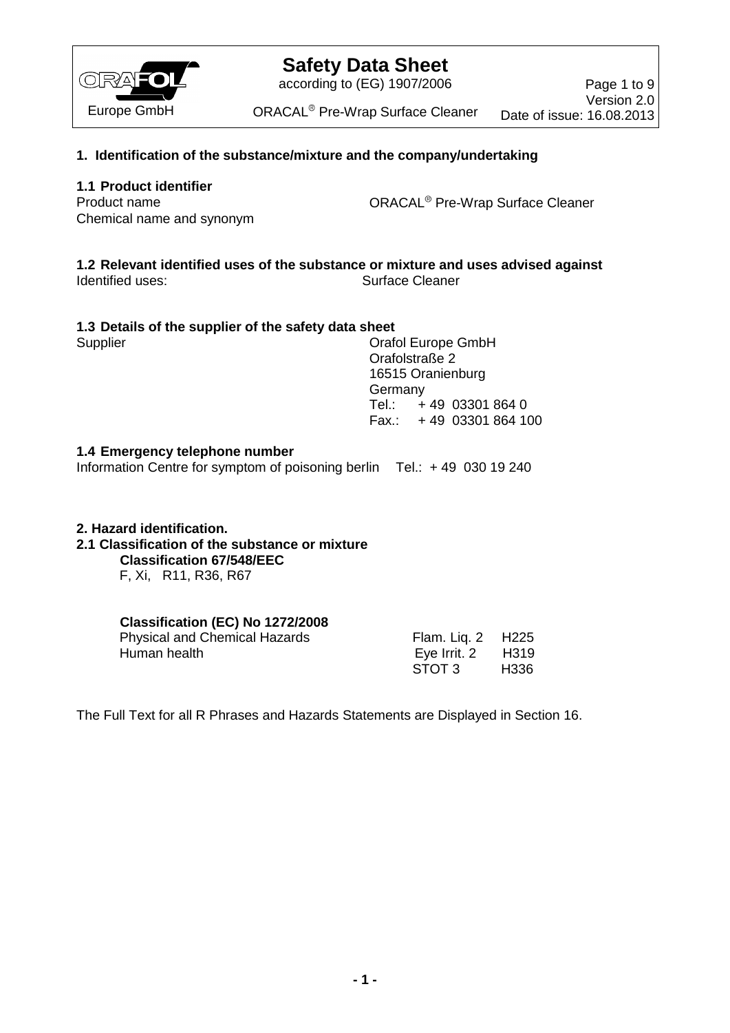# Safety Data Sheet

according to (EG) 1907/2006

ORACAL® Pre-Wrap Surface Cleaner

Version 2.0
Date of issue: 16.08.2013

## 1. Identification of the substance/mixture and the company/undertaking

### 1.1 Product identifier

| | |
|---|---|
| Product name | ORACAL® Pre-Wrap Surface Cleaner |
| Chemical name and synonym | |

### 1.2 Relevant identified uses of the substance or mixture and uses advised against

| | |
|---|---|
| Identified uses: | Surface Cleaner |

### 1.3 Details of the supplier of the safety data sheet

Supplier

Orafol Europe GmbH
Orafolstraße 2
16515 Oranienburg
Germany
Tel.: + 49 03301 864 0
Fax.: + 49 03301 864 100

### 1.4 Emergency telephone number

Information Centre for symptom of poisoning berlin Tel.: + 49 030 19 240

## 2. Hazard identification.

### 2.1 Classification of the substance or mixture

**Classification 67/548/EEC**

F, Xi, R11, R36, R67

**Classification (EC) No 1272/2008**

| | | |
|---|---|---|
| Physical and Chemical Hazards | Flam. Liq. 2 | H225 |
| Human health | Eye Irrit. 2 | H319 |
| | STOT 3 | H336 |

The Full Text for all R Phrases and Hazards Statements are Displayed in Section 16.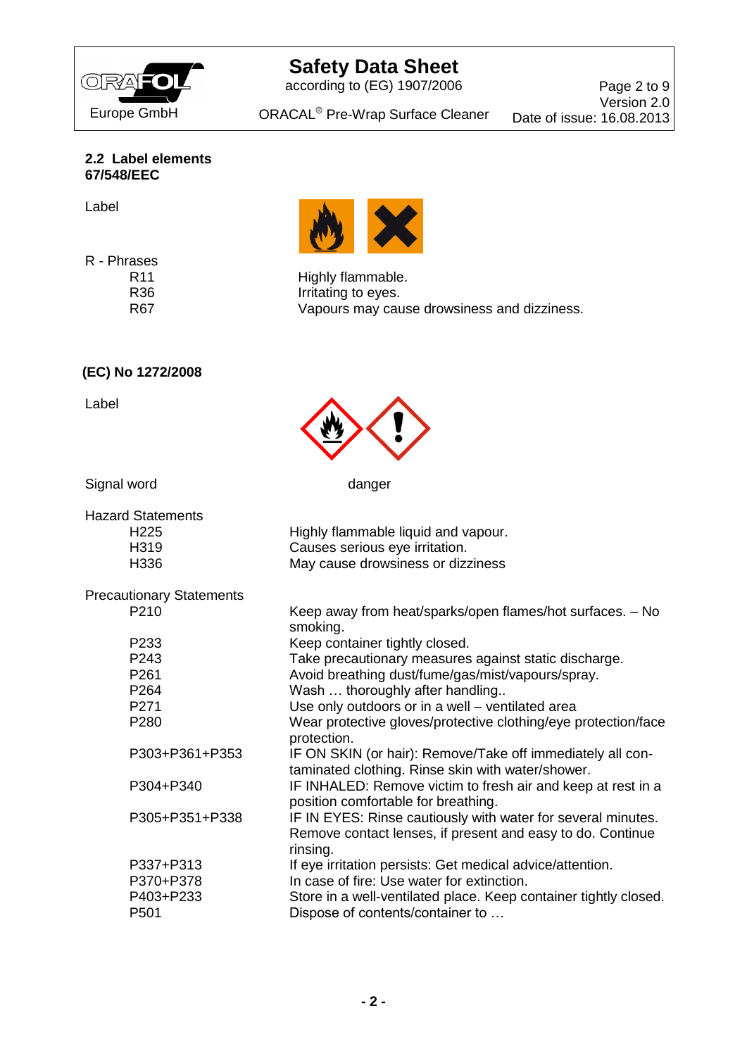## 2.2 Label elements

**67/548/EEC**

Label

R - Phrases

| | |
|---|---|
| R11 | Highly flammable. |
| R36 | Irritating to eyes. |
| R67 | Vapours may cause drowsiness and dizziness. |

**(EC) No 1272/2008**

Label

Signal word: danger

Hazard Statements

| | |
|---|---|
| H225 | Highly flammable liquid and vapour. |
| H319 | Causes serious eye irritation. |
| H336 | May cause drowsiness or dizziness |

Precautionary Statements

| | |
|---|---|
| P210 | Keep away from heat/sparks/open flames/hot surfaces. – No smoking. |
| P233 | Keep container tightly closed. |
| P243 | Take precautionary measures against static discharge. |
| P261 | Avoid breathing dust/fume/gas/mist/vapours/spray. |
| P264 | Wash … thoroughly after handling.. |
| P271 | Use only outdoors or in a well – ventilated area |
| P280 | Wear protective gloves/protective clothing/eye protection/face protection. |
| P303+P361+P353 | IF ON SKIN (or hair): Remove/Take off immediately all contaminated clothing. Rinse skin with water/shower. |
| P304+P340 | IF INHALED: Remove victim to fresh air and keep at rest in a position comfortable for breathing. |
| P305+P351+P338 | IF IN EYES: Rinse cautiously with water for several minutes. Remove contact lenses, if present and easy to do. Continue rinsing. |
| P337+P313 | If eye irritation persists: Get medical advice/attention. |
| P370+P378 | In case of fire: Use water for extinction. |
| P403+P233 | Store in a well-ventilated place. Keep container tightly closed. |
| P501 | Dispose of contents/container to … |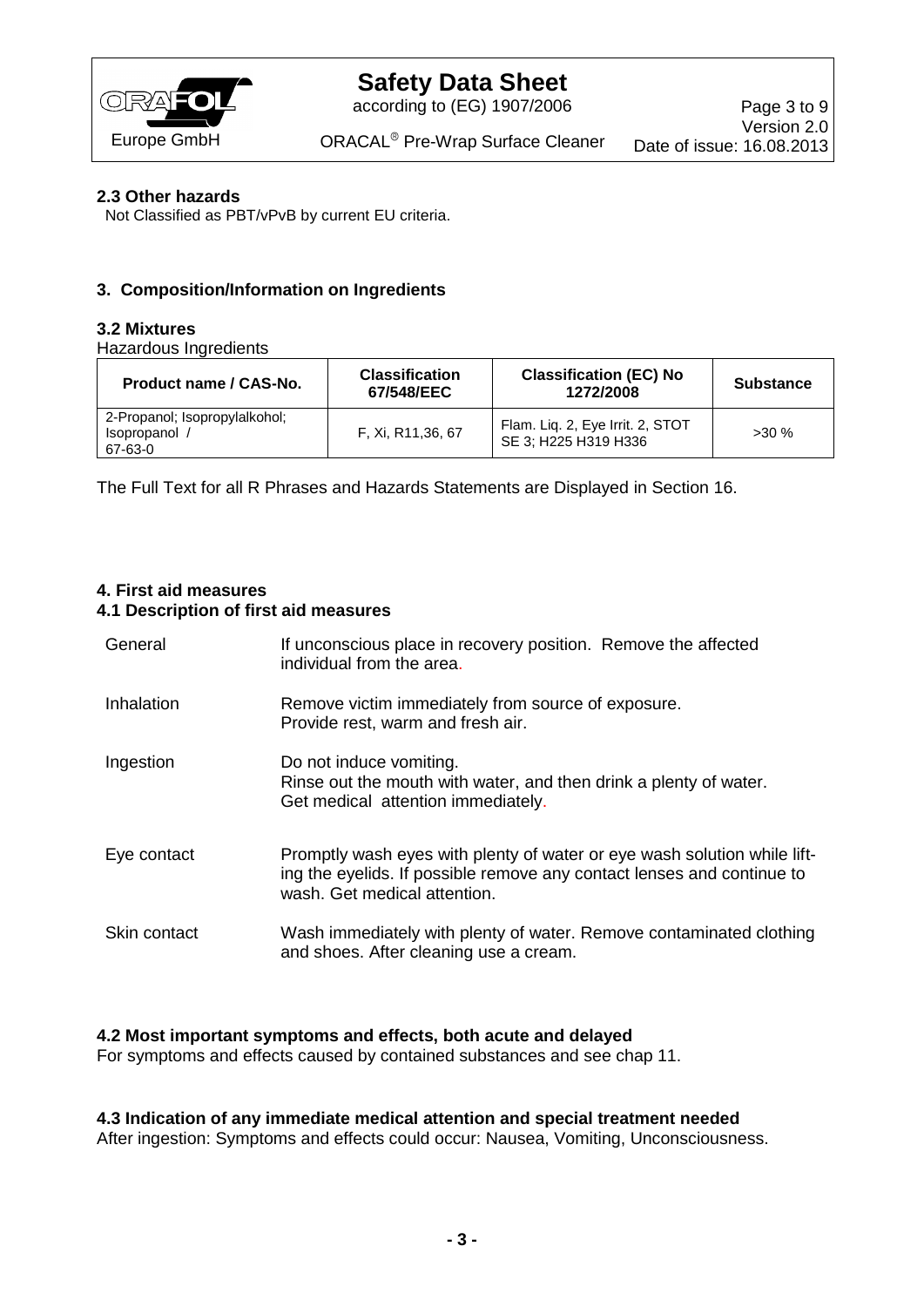### 2.3 Other hazards

Not Classified as PBT/vPvB by current EU criteria.

## 3. Composition/Information on Ingredients

### 3.2 Mixtures

Hazardous Ingredients

| Product name / CAS-No. | Classification 67/548/EEC | Classification (EC) No 1272/2008 | Substance |
|---|---|---|---|
| 2-Propanol; Isopropylalkohol; Isopropanol / 67-63-0 | F, Xi, R11,36, 67 | Flam. Liq. 2, Eye Irrit. 2, STOT SE 3; H225 H319 H336 | >30 % |

The Full Text for all R Phrases and Hazards Statements are Displayed in Section 16.

## 4. First aid measures

### 4.1 Description of first aid measures

| | |
|---|---|
| General | If unconscious place in recovery position. Remove the affected individual from the area. |
| Inhalation | Remove victim immediately from source of exposure. Provide rest, warm and fresh air. |
| Ingestion | Do not induce vomiting. Rinse out the mouth with water, and then drink a plenty of water. Get medical attention immediately. |
| Eye contact | Promptly wash eyes with plenty of water or eye wash solution while lifting the eyelids. If possible remove any contact lenses and continue to wash. Get medical attention. |
| Skin contact | Wash immediately with plenty of water. Remove contaminated clothing and shoes. After cleaning use a cream. |

### 4.2 Most important symptoms and effects, both acute and delayed

For symptoms and effects caused by contained substances and see chap 11.

### 4.3 Indication of any immediate medical attention and special treatment needed

After ingestion: Symptoms and effects could occur: Nausea, Vomiting, Unconsciousness.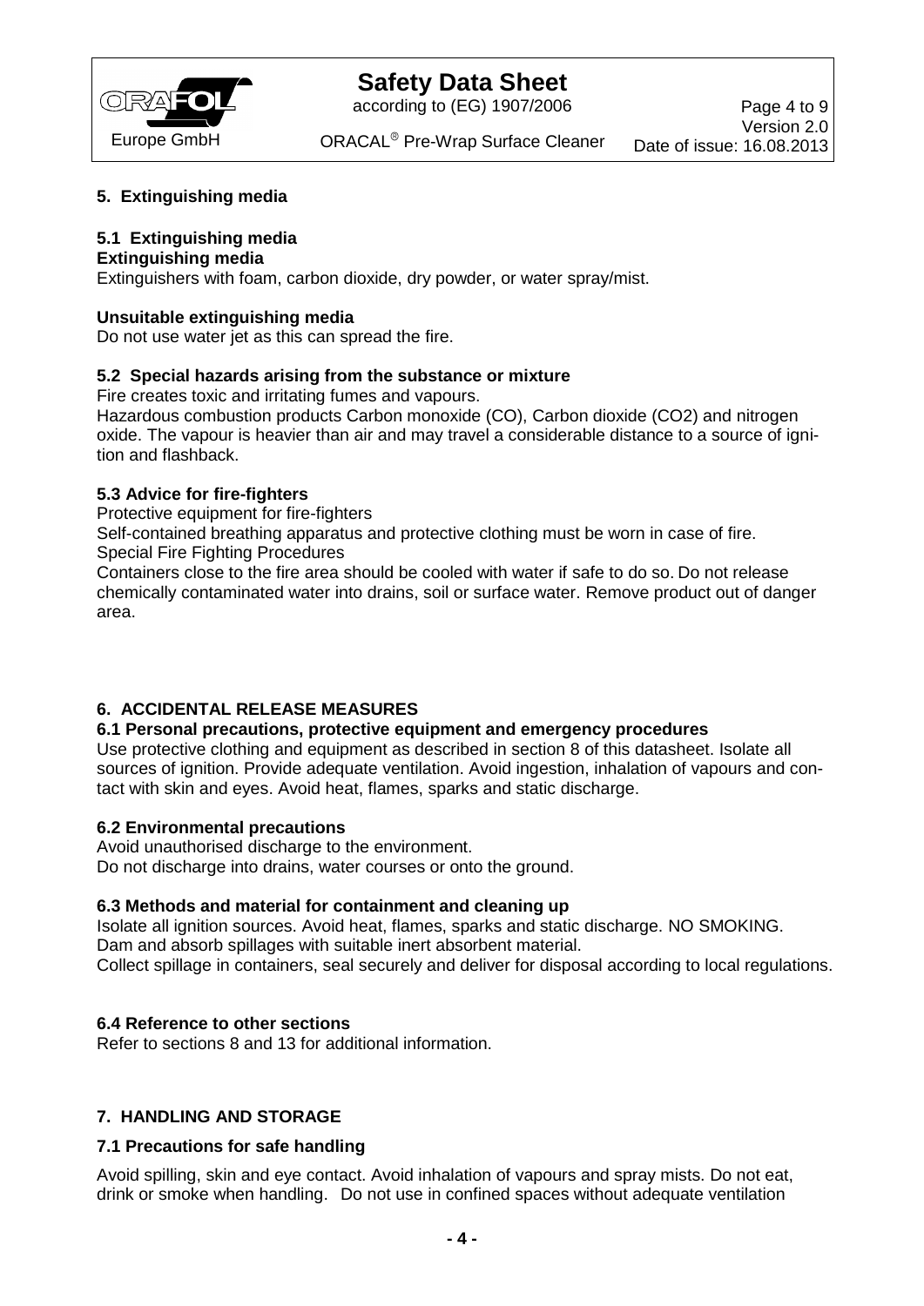## 5. Extinguishing media

### 5.1 Extinguishing media

**Extinguishing media**

Extinguishers with foam, carbon dioxide, dry powder, or water spray/mist.

**Unsuitable extinguishing media**

Do not use water jet as this can spread the fire.

### 5.2 Special hazards arising from the substance or mixture

Fire creates toxic and irritating fumes and vapours.

Hazardous combustion products Carbon monoxide (CO), Carbon dioxide ($CO_2$) and nitrogen oxide. The vapour is heavier than air and may travel a considerable distance to a source of ignition and flashback.

### 5.3 Advice for fire-fighters

Protective equipment for fire-fighters

Self-contained breathing apparatus and protective clothing must be worn in case of fire.

Special Fire Fighting Procedures

Containers close to the fire area should be cooled with water if safe to do so. Do not release chemically contaminated water into drains, soil or surface water. Remove product out of danger area.

## 6. ACCIDENTAL RELEASE MEASURES

### 6.1 Personal precautions, protective equipment and emergency procedures

Use protective clothing and equipment as described in section 8 of this datasheet. Isolate all sources of ignition. Provide adequate ventilation. Avoid ingestion, inhalation of vapours and contact with skin and eyes. Avoid heat, flames, sparks and static discharge.

### 6.2 Environmental precautions

Avoid unauthorised discharge to the environment.

Do not discharge into drains, water courses or onto the ground.

### 6.3 Methods and material for containment and cleaning up

Isolate all ignition sources. Avoid heat, flames, sparks and static discharge. NO SMOKING.

Dam and absorb spillages with suitable inert absorbent material.

Collect spillage in containers, seal securely and deliver for disposal according to local regulations.

### 6.4 Reference to other sections

Refer to sections 8 and 13 for additional information.

## 7. HANDLING AND STORAGE

### 7.1 Precautions for safe handling

Avoid spilling, skin and eye contact. Avoid inhalation of vapours and spray mists. Do not eat, drink or smoke when handling. Do not use in confined spaces without adequate ventilation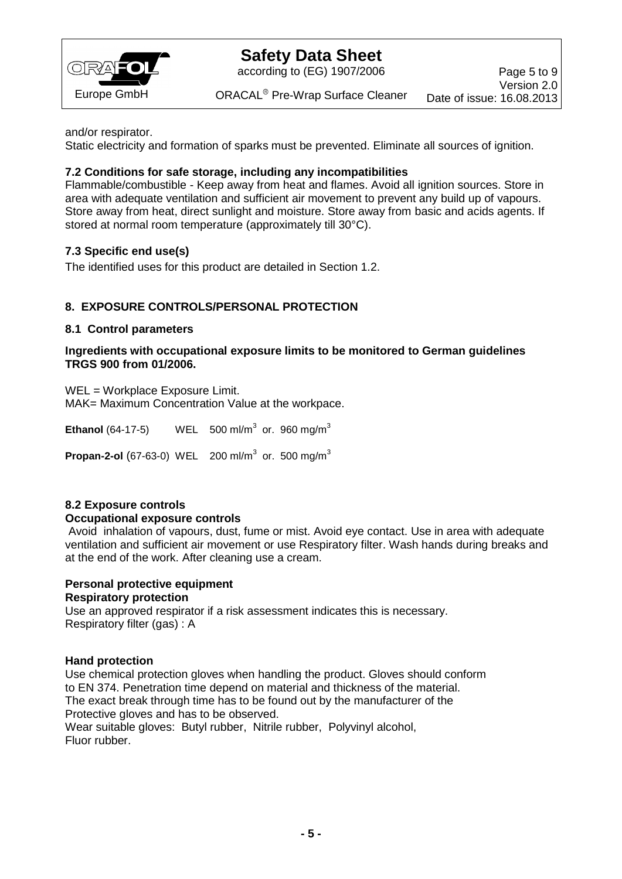and/or respirator.
Static electricity and formation of sparks must be prevented. Eliminate all sources of ignition.

### 7.2 Conditions for safe storage, including any incompatibilities

Flammable/combustible - Keep away from heat and flames. Avoid all ignition sources. Store in area with adequate ventilation and sufficient air movement to prevent any build up of vapours. Store away from heat, direct sunlight and moisture. Store away from basic and acids agents. If stored at normal room temperature (approximately till 30°C).

### 7.3 Specific end use(s)

The identified uses for this product are detailed in Section 1.2.

## 8. EXPOSURE CONTROLS/PERSONAL PROTECTION

### 8.1 Control parameters

**Ingredients with occupational exposure limits to be monitored to German guidelines TRGS 900 from 01/2006.**

WEL = Workplace Exposure Limit.
MAK= Maximum Concentration Value at the workpace.

**Ethanol** (64-17-5) WEL 500 ml/m$^3$ or. 960 mg/m$^3$

**Propan-2-ol** (67-63-0) WEL 200 ml/m$^3$ or. 500 mg/m$^3$

### 8.2 Exposure controls

**Occupational exposure controls**

Avoid inhalation of vapours, dust, fume or mist. Avoid eye contact. Use in area with adequate ventilation and sufficient air movement or use Respiratory filter. Wash hands during breaks and at the end of the work. After cleaning use a cream.

**Personal protective equipment**

**Respiratory protection**

Use an approved respirator if a risk assessment indicates this is necessary.
Respiratory filter (gas) : A

**Hand protection**

Use chemical protection gloves when handling the product. Gloves should conform to EN 374. Penetration time depend on material and thickness of the material.
The exact break through time has to be found out by the manufacturer of the Protective gloves and has to be observed.
Wear suitable gloves: Butyl rubber, Nitrile rubber, Polyvinyl alcohol, Fluor rubber.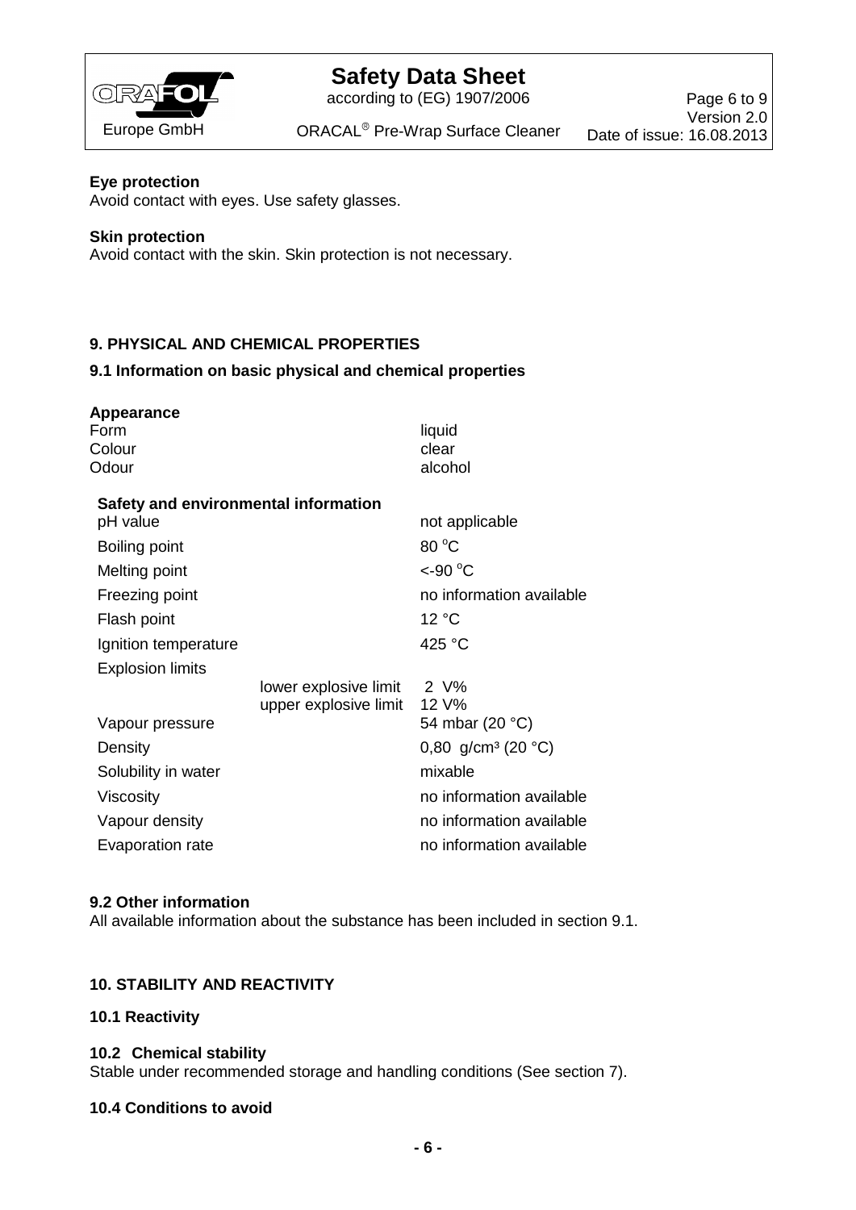**Eye protection**
Avoid contact with eyes. Use safety glasses.

**Skin protection**
Avoid contact with the skin. Skin protection is not necessary.

## 9. PHYSICAL AND CHEMICAL PROPERTIES

### 9.1 Information on basic physical and chemical properties

**Appearance**

| | |
|---|---|
| Form | liquid |
| Colour | clear |
| Odour | alcohol |

**Safety and environmental information**

| | | |
|---|---|---|
| pH value | | not applicable |
| Boiling point | | 80 °C |
| Melting point | | <-90 °C |
| Freezing point | | no information available |
| Flash point | | 12 °C |
| Ignition temperature | | 425 °C |
| Explosion limits | | |
| | lower explosive limit | 2 V% |
| | upper explosive limit | 12 V% |
| Vapour pressure | | 54 mbar (20 °C) |
| Density | | 0,80 g/cm³ (20 °C) |
| Solubility in water | | mixable |
| Viscosity | | no information available |
| Vapour density | | no information available |
| Evaporation rate | | no information available |

### 9.2 Other information
All available information about the substance has been included in section 9.1.

## 10. STABILITY AND REACTIVITY

### 10.1 Reactivity

### 10.2 Chemical stability
Stable under recommended storage and handling conditions (See section 7).

### 10.4 Conditions to avoid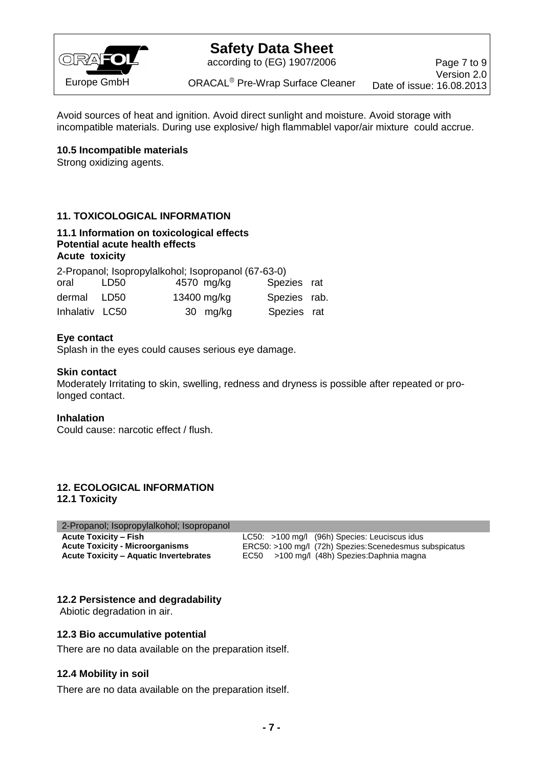Avoid sources of heat and ignition. Avoid direct sunlight and moisture. Avoid storage with incompatible materials. During use explosive/ high flammablel vapor/air mixture could accrue.

### 10.5 Incompatible materials

Strong oxidizing agents.

## 11. TOXICOLOGICAL INFORMATION

### 11.1 Information on toxicological effects

**Potential acute health effects**

**Acute toxicity**

2-Propanol; Isopropylalkohol; Isopropanol (67-63-0)

| | | | |
|---|---|---|---|
| oral | LD50 | 4570 mg/kg | Spezies rat |
| dermal | LD50 | 13400 mg/kg | Spezies rab. |
| Inhalativ | LC50 | 30 mg/kg | Spezies rat |

**Eye contact**

Splash in the eyes could causes serious eye damage.

**Skin contact**

Moderately Irritating to skin, swelling, redness and dryness is possible after repeated or pro-longed contact.

**Inhalation**

Could cause: narcotic effect / flush.

## 12. ECOLOGICAL INFORMATION

### 12.1 Toxicity

| 2-Propanol; Isopropylalkohol; Isopropanol | |
|---|---|
| **Acute Toxicity – Fish** | LC50: >100 mg/l (96h) Species: Leuciscus idus |
| **Acute Toxicity - Microorganisms** | ERC50: >100 mg/l (72h) Spezies:Scenedesmus subspicatus |
| **Acute Toxicity – Aquatic Invertebrates** | EC50 >100 mg/l (48h) Spezies:Daphnia magna |

### 12.2 Persistence and degradability

Abiotic degradation in air.

### 12.3 Bio accumulative potential

There are no data available on the preparation itself.

### 12.4 Mobility in soil

There are no data available on the preparation itself.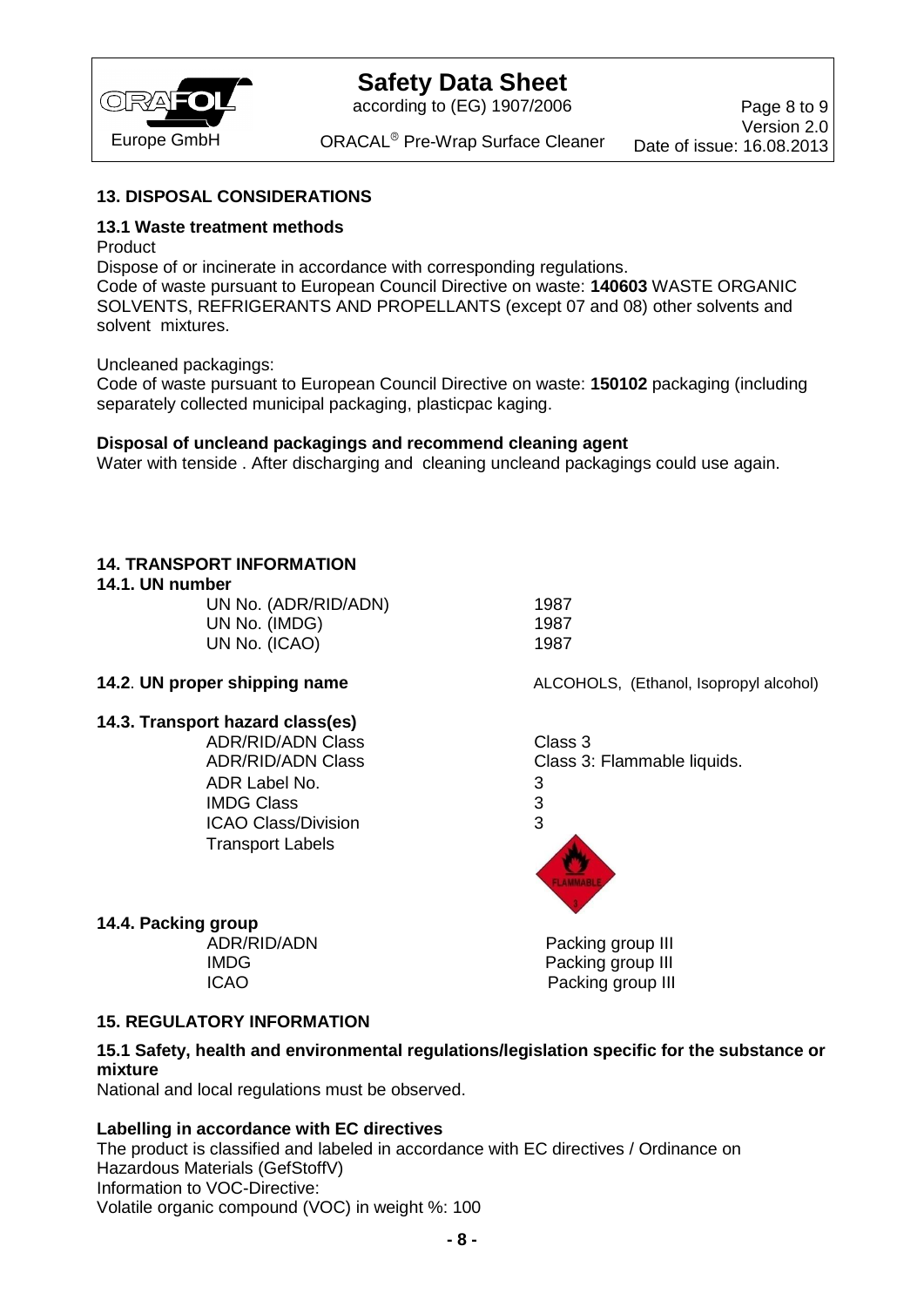## 13. DISPOSAL CONSIDERATIONS

### 13.1 Waste treatment methods

Product

Dispose of or incinerate in accordance with corresponding regulations.

Code of waste pursuant to European Council Directive on waste: **140603** WASTE ORGANIC SOLVENTS, REFRIGERANTS AND PROPELLANTS (except 07 and 08) other solvents and solvent mixtures.

Uncleaned packagings:

Code of waste pursuant to European Council Directive on waste: **150102** packaging (including separately collected municipal packaging, plasticpac kaging.

**Disposal of uncleand packagings and recommend cleaning agent**

Water with tenside . After discharging and cleaning uncleand packagings could use again.

## 14. TRANSPORT INFORMATION

### 14.1. UN number

| | |
|---|---|
| UN No. (ADR/RID/ADN) | 1987 |
| UN No. (IMDG) | 1987 |
| UN No. (ICAO) | 1987 |

**14.2. UN proper shipping name** ALCOHOLS, (Ethanol, Isopropyl alcohol)

### 14.3. Transport hazard class(es)

| | |
|---|---|
| ADR/RID/ADN Class | Class 3 |
| ADR/RID/ADN Class | Class 3: Flammable liquids. |
| ADR Label No. | 3 |
| IMDG Class | 3 |
| ICAO Class/Division | 3 |
| Transport Labels | |

### 14.4. Packing group

| | |
|---|---|
| ADR/RID/ADN | Packing group III |
| IMDG | Packing group III |
| ICAO | Packing group III |

## 15. REGULATORY INFORMATION

### 15.1 Safety, health and environmental regulations/legislation specific for the substance or mixture

National and local regulations must be observed.

**Labelling in accordance with EC directives**

The product is classified and labeled in accordance with EC directives / Ordinance on Hazardous Materials (GefStoffV)

Information to VOC-Directive:

Volatile organic compound (VOC) in weight %: 100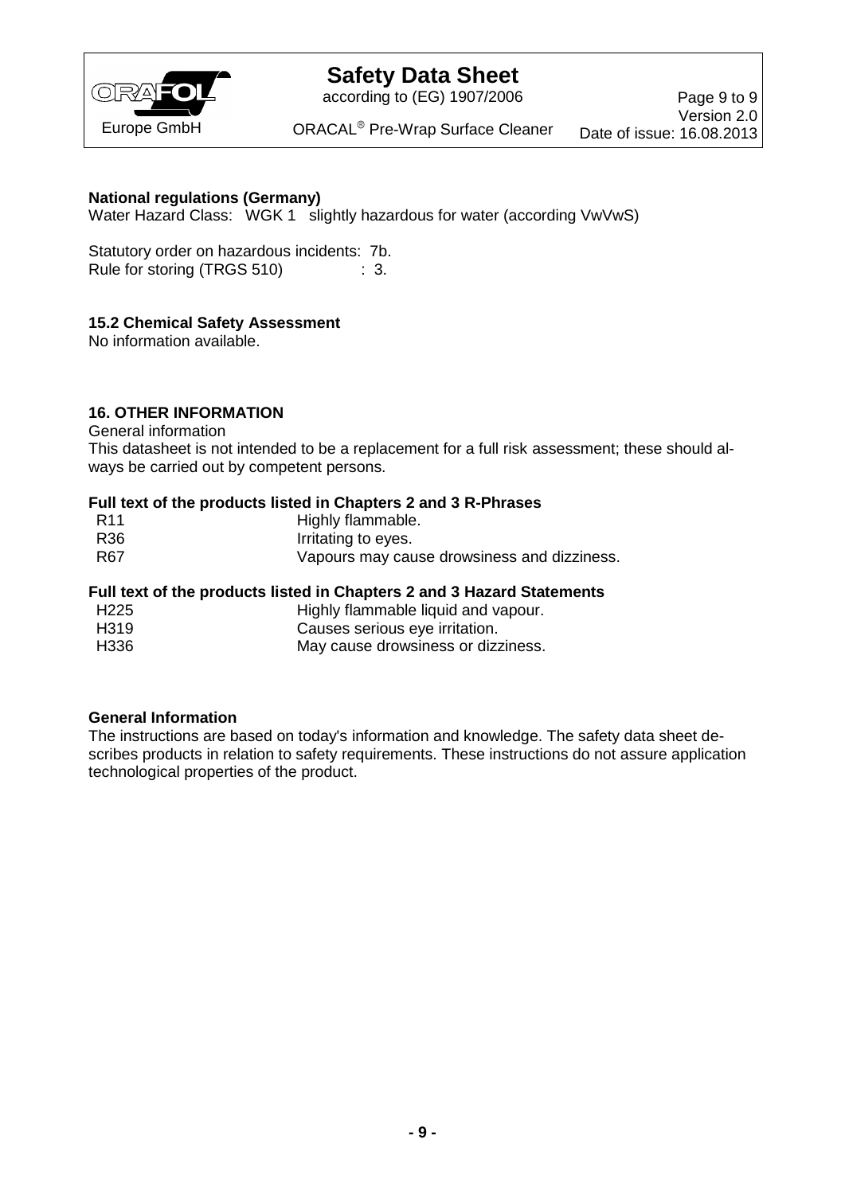**National regulations (Germany)**

Water Hazard Class: WGK 1 slightly hazardous for water (according VwVwS)

Statutory order on hazardous incidents: 7b.
Rule for storing (TRGS 510) : 3.

**15.2 Chemical Safety Assessment**

No information available.

**16. OTHER INFORMATION**

General information

This datasheet is not intended to be a replacement for a full risk assessment; these should always be carried out by competent persons.

**Full text of the products listed in Chapters 2 and 3 R-Phrases**

| | |
|---|---|
| R11 | Highly flammable. |
| R36 | Irritating to eyes. |
| R67 | Vapours may cause drowsiness and dizziness. |

**Full text of the products listed in Chapters 2 and 3 Hazard Statements**

| | |
|---|---|
| H225 | Highly flammable liquid and vapour. |
| H319 | Causes serious eye irritation. |
| H336 | May cause drowsiness or dizziness. |

**General Information**

The instructions are based on today's information and knowledge. The safety data sheet describes products in relation to safety requirements. These instructions do not assure application technological properties of the product.